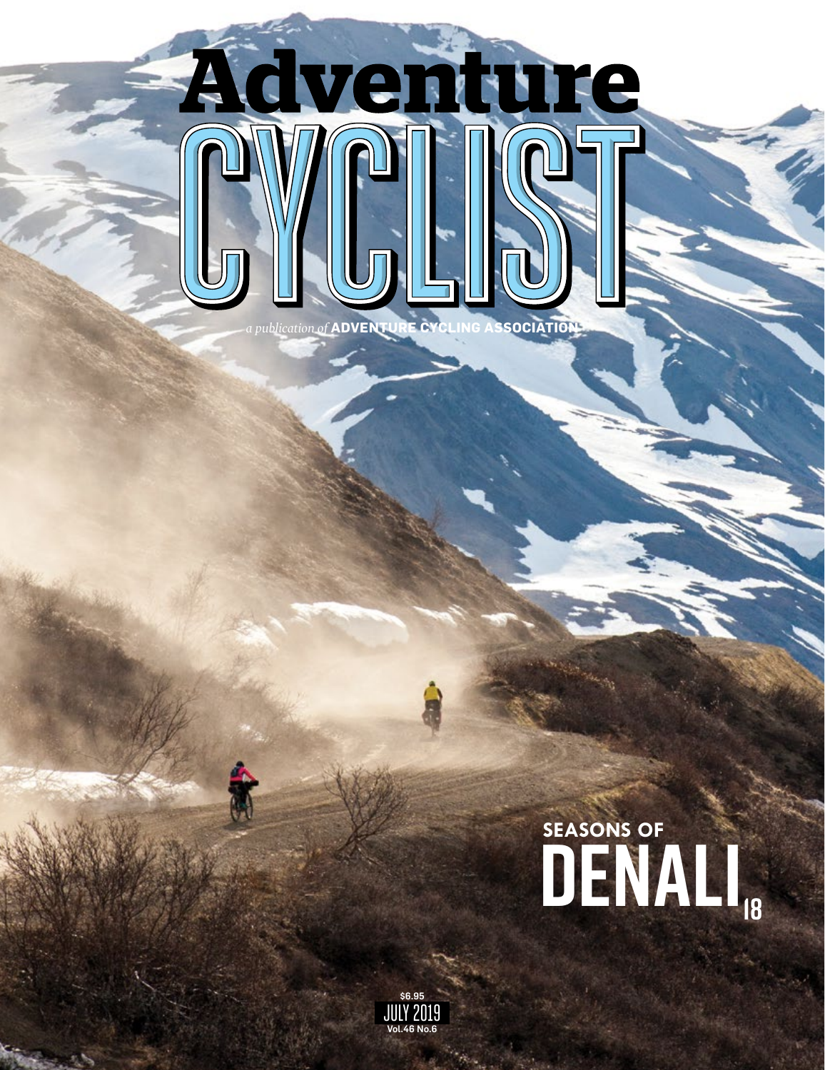# Adventure CYCLIST

*a publication of* **ADVENTURE CYCLING ASSOCIATION**

## SEASONS OF DENALI 18

$6.95
JULY 2019
Vol.46 No.6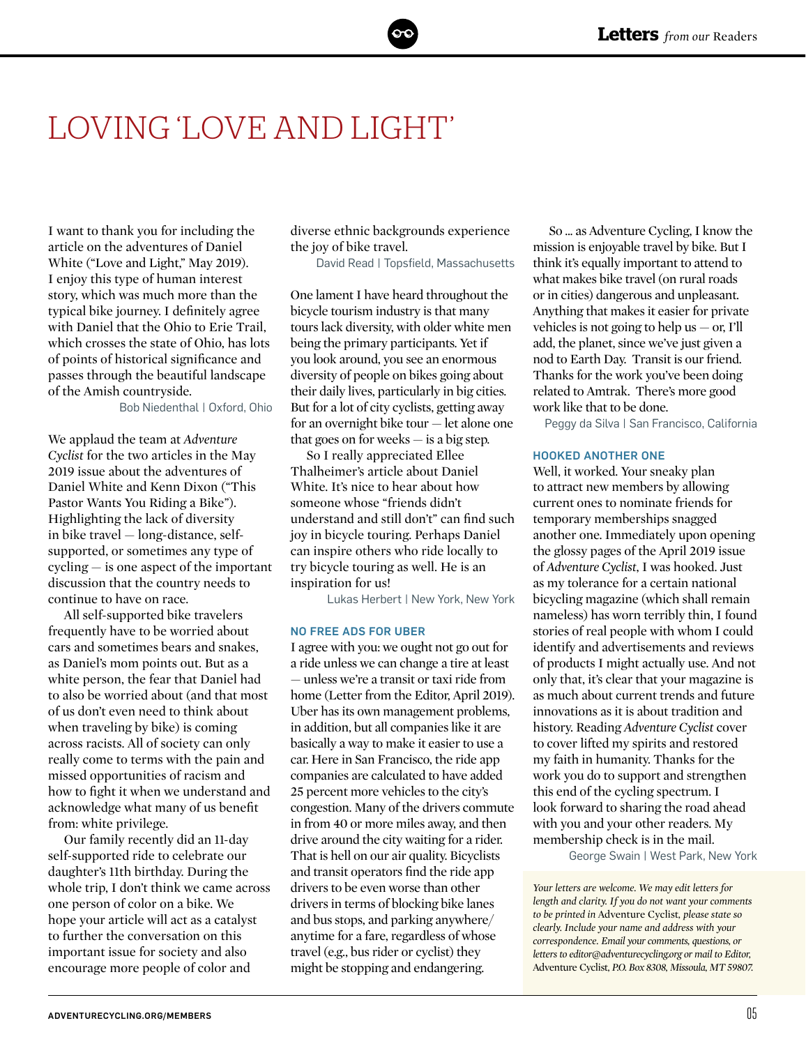# LOVING 'LOVE AND LIGHT'

I want to thank you for including the article on the adventures of Daniel White ("Love and Light," May 2019). I enjoy this type of human interest story, which was much more than the typical bike journey. I definitely agree with Daniel that the Ohio to Erie Trail, which crosses the state of Ohio, has lots of points of historical significance and passes through the beautiful landscape of the Amish countryside.

Bob Niedenthal | Oxford, Ohio

We applaud the team at *Adventure Cyclist* for the two articles in the May 2019 issue about the adventures of Daniel White and Kenn Dixon ("This Pastor Wants You Riding a Bike"). Highlighting the lack of diversity in bike travel — long-distance, self-supported, or sometimes any type of cycling — is one aspect of the important discussion that the country needs to continue to have on race.

All self-supported bike travelers frequently have to be worried about cars and sometimes bears and snakes, as Daniel's mom points out. But as a white person, the fear that Daniel had to also be worried about (and that most of us don't even need to think about when traveling by bike) is coming across racists. All of society can only really come to terms with the pain and missed opportunities of racism and how to fight it when we understand and acknowledge what many of us benefit from: white privilege.

Our family recently did an 11-day self-supported ride to celebrate our daughter's 11th birthday. During the whole trip, I don't think we came across one person of color on a bike. We hope your article will act as a catalyst to further the conversation on this important issue for society and also encourage more people of color and diverse ethnic backgrounds experience the joy of bike travel.

David Read | Topsfield, Massachusetts

One lament I have heard throughout the bicycle tourism industry is that many tours lack diversity, with older white men being the primary participants. Yet if you look around, you see an enormous diversity of people on bikes going about their daily lives, particularly in big cities. But for a lot of city cyclists, getting away for an overnight bike tour — let alone one that goes on for weeks — is a big step.

So I really appreciated Ellee Thalheimer's article about Daniel White. It's nice to hear about how someone whose "friends didn't understand and still don't" can find such joy in bicycle touring. Perhaps Daniel can inspire others who ride locally to try bicycle touring as well. He is an inspiration for us!

Lukas Herbert | New York, New York

### NO FREE ADS FOR UBER

I agree with you: we ought not go out for a ride unless we can change a tire at least — unless we're a transit or taxi ride from home (Letter from the Editor, April 2019). Uber has its own management problems, in addition, but all companies like it are basically a way to make it easier to use a car. Here in San Francisco, the ride app companies are calculated to have added 25 percent more vehicles to the city's congestion. Many of the drivers commute in from 40 or more miles away, and then drive around the city waiting for a rider. That is hell on our air quality. Bicyclists and transit operators find the ride app drivers to be even worse than other drivers in terms of blocking bike lanes and bus stops, and parking anywhere/anytime for a fare, regardless of whose travel (e.g., bus rider or cyclist) they might be stopping and endangering.

So … as Adventure Cycling, I know the mission is enjoyable travel by bike. But I think it's equally important to attend to what makes bike travel (on rural roads or in cities) dangerous and unpleasant. Anything that makes it easier for private vehicles is not going to help us — or, I'll add, the planet, since we've just given a nod to Earth Day. Transit is our friend. Thanks for the work you've been doing related to Amtrak. There's more good work like that to be done.

Peggy da Silva | San Francisco, California

### HOOKED ANOTHER ONE

Well, it worked. Your sneaky plan to attract new members by allowing current ones to nominate friends for temporary memberships snagged another one. Immediately upon opening the glossy pages of the April 2019 issue of *Adventure Cyclist*, I was hooked. Just as my tolerance for a certain national bicycling magazine (which shall remain nameless) has worn terribly thin, I found stories of real people with whom I could identify and advertisements and reviews of products I might actually use. And not only that, it's clear that your magazine is as much about current trends and future innovations as it is about tradition and history. Reading *Adventure Cyclist* cover to cover lifted my spirits and restored my faith in humanity. Thanks for the work you do to support and strengthen this end of the cycling spectrum. I look forward to sharing the road ahead with you and your other readers. My membership check is in the mail.

George Swain | West Park, New York

*Your letters are welcome. We may edit letters for length and clarity. If you do not want your comments to be printed in* Adventure Cyclist, *please state so clearly. Include your name and address with your correspondence. Email your comments, questions, or letters to editor@adventurecycling.org or mail to Editor,* Adventure Cyclist, *P.O. Box 8308, Missoula, MT 59807.*